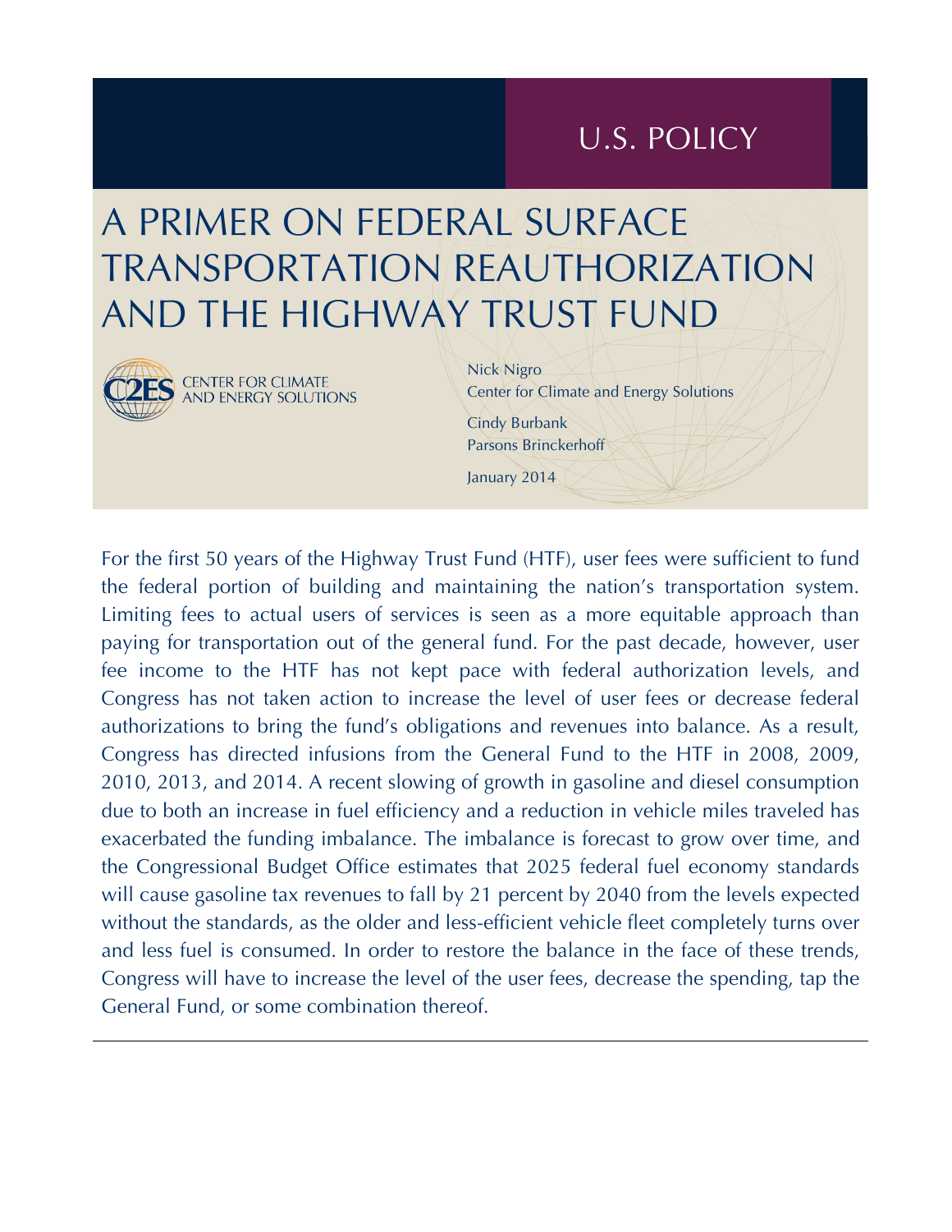U.S. POLICY

# A PRIMER ON FEDERAL SURFACE TRANSPORTATION REAUTHORIZATION AND THE HIGHWAY TRUST FUND

CENTER FOR CLIMATE AND ENERGY SOLUTIONS

Nick Nigro
Center for Climate and Energy Solutions

Cindy Burbank
Parsons Brinckerhoff

January 2014

For the first 50 years of the Highway Trust Fund (HTF), user fees were sufficient to fund the federal portion of building and maintaining the nation's transportation system. Limiting fees to actual users of services is seen as a more equitable approach than paying for transportation out of the general fund. For the past decade, however, user fee income to the HTF has not kept pace with federal authorization levels, and Congress has not taken action to increase the level of user fees or decrease federal authorizations to bring the fund's obligations and revenues into balance. As a result, Congress has directed infusions from the General Fund to the HTF in 2008, 2009, 2010, 2013, and 2014. A recent slowing of growth in gasoline and diesel consumption due to both an increase in fuel efficiency and a reduction in vehicle miles traveled has exacerbated the funding imbalance. The imbalance is forecast to grow over time, and the Congressional Budget Office estimates that 2025 federal fuel economy standards will cause gasoline tax revenues to fall by 21 percent by 2040 from the levels expected without the standards, as the older and less-efficient vehicle fleet completely turns over and less fuel is consumed. In order to restore the balance in the face of these trends, Congress will have to increase the level of the user fees, decrease the spending, tap the General Fund, or some combination thereof.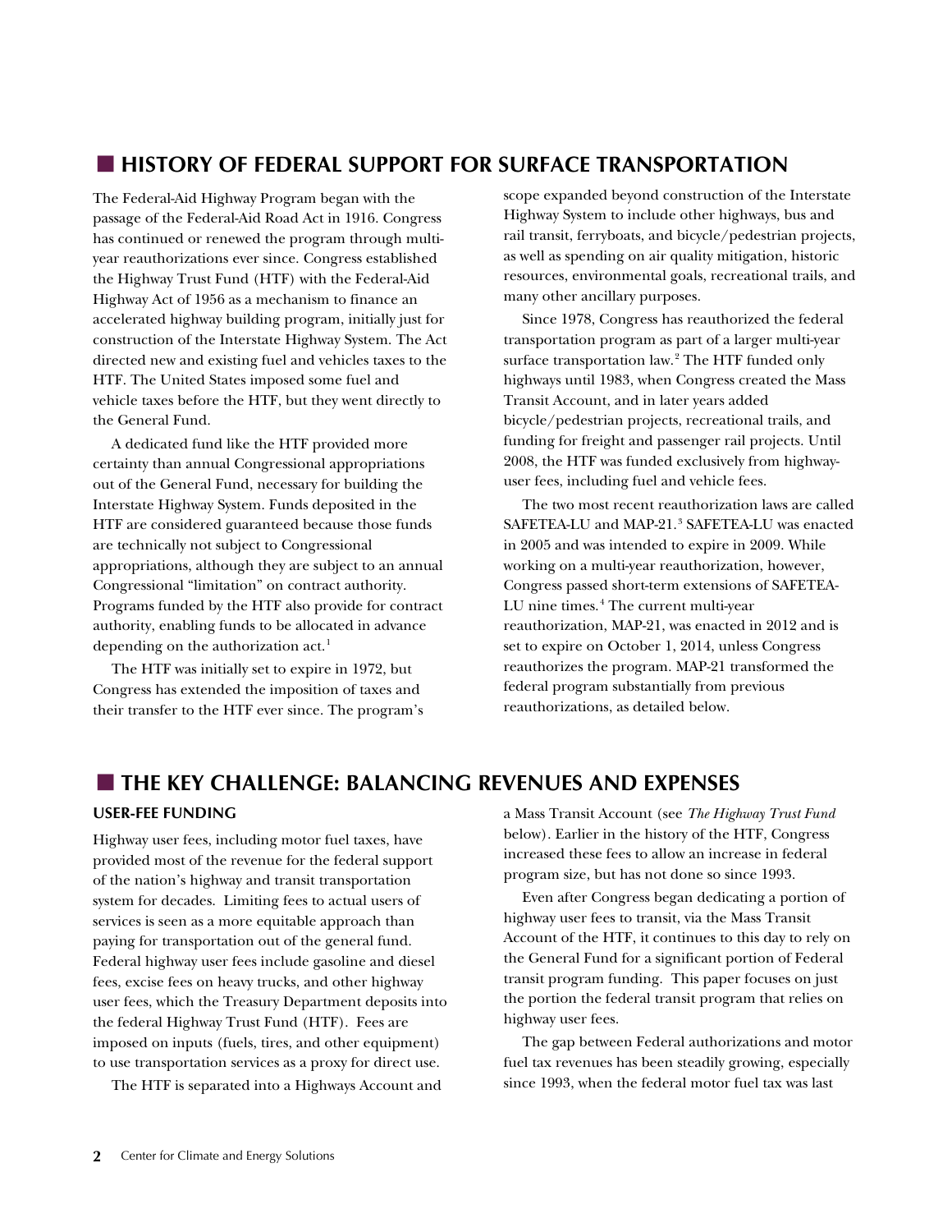## HISTORY OF FEDERAL SUPPORT FOR SURFACE TRANSPORTATION

The Federal-Aid Highway Program began with the passage of the Federal-Aid Road Act in 1916. Congress has continued or renewed the program through multi-year reauthorizations ever since. Congress established the Highway Trust Fund (HTF) with the Federal-Aid Highway Act of 1956 as a mechanism to finance an accelerated highway building program, initially just for construction of the Interstate Highway System. The Act directed new and existing fuel and vehicles taxes to the HTF. The United States imposed some fuel and vehicle taxes before the HTF, but they went directly to the General Fund.

A dedicated fund like the HTF provided more certainty than annual Congressional appropriations out of the General Fund, necessary for building the Interstate Highway System. Funds deposited in the HTF are considered guaranteed because those funds are technically not subject to Congressional appropriations, although they are subject to an annual Congressional "limitation" on contract authority. Programs funded by the HTF also provide for contract authority, enabling funds to be allocated in advance depending on the authorization act.[1]

The HTF was initially set to expire in 1972, but Congress has extended the imposition of taxes and their transfer to the HTF ever since. The program's scope expanded beyond construction of the Interstate Highway System to include other highways, bus and rail transit, ferryboats, and bicycle/pedestrian projects, as well as spending on air quality mitigation, historic resources, environmental goals, recreational trails, and many other ancillary purposes.

Since 1978, Congress has reauthorized the federal transportation program as part of a larger multi-year surface transportation law.[2] The HTF funded only highways until 1983, when Congress created the Mass Transit Account, and in later years added bicycle/pedestrian projects, recreational trails, and funding for freight and passenger rail projects. Until 2008, the HTF was funded exclusively from highway-user fees, including fuel and vehicle fees.

The two most recent reauthorization laws are called SAFETEA-LU and MAP-21.[3] SAFETEA-LU was enacted in 2005 and was intended to expire in 2009. While working on a multi-year reauthorization, however, Congress passed short-term extensions of SAFETEA-LU nine times.[4] The current multi-year reauthorization, MAP-21, was enacted in 2012 and is set to expire on October 1, 2014, unless Congress reauthorizes the program. MAP-21 transformed the federal program substantially from previous reauthorizations, as detailed below.

## THE KEY CHALLENGE: BALANCING REVENUES AND EXPENSES

### USER-FEE FUNDING

Highway user fees, including motor fuel taxes, have provided most of the revenue for the federal support of the nation's highway and transit transportation system for decades. Limiting fees to actual users of services is seen as a more equitable approach than paying for transportation out of the general fund. Federal highway user fees include gasoline and diesel fees, excise fees on heavy trucks, and other highway user fees, which the Treasury Department deposits into the federal Highway Trust Fund (HTF). Fees are imposed on inputs (fuels, tires, and other equipment) to use transportation services as a proxy for direct use.

The HTF is separated into a Highways Account and a Mass Transit Account (see *The Highway Trust Fund* below). Earlier in the history of the HTF, Congress increased these fees to allow an increase in federal program size, but has not done so since 1993.

Even after Congress began dedicating a portion of highway user fees to transit, via the Mass Transit Account of the HTF, it continues to this day to rely on the General Fund for a significant portion of Federal transit program funding. This paper focuses on just the portion the federal transit program that relies on highway user fees.

The gap between Federal authorizations and motor fuel tax revenues has been steadily growing, especially since 1993, when the federal motor fuel tax was last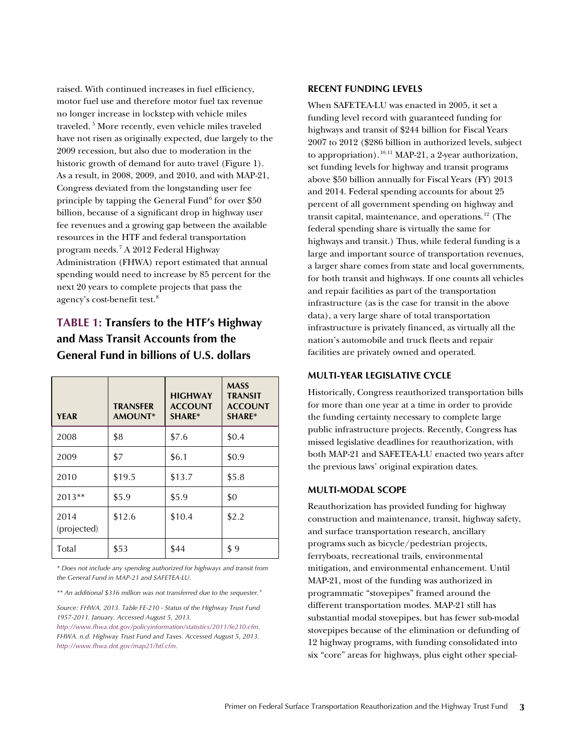raised. With continued increases in fuel efficiency, motor fuel use and therefore motor fuel tax revenue no longer increase in lockstep with vehicle miles traveled. [5] More recently, even vehicle miles traveled have not risen as originally expected, due largely to the 2009 recession, but also due to moderation in the historic growth of demand for auto travel (Figure 1). As a result, in 2008, 2009, and 2010, and with MAP-21, Congress deviated from the longstanding user fee principle by tapping the General Fund[6] for over $50 billion, because of a significant drop in highway user fee revenues and a growing gap between the available resources in the HTF and federal transportation program needs.[7] A 2012 Federal Highway Administration (FHWA) report estimated that annual spending would need to increase by 85 percent for the next 20 years to complete projects that pass the agency's cost-benefit test.[8]

## TABLE 1: Transfers to the HTF's Highway and Mass Transit Accounts from the General Fund in billions of U.S. dollars

| YEAR | TRANSFER AMOUNT* | HIGHWAY ACCOUNT SHARE* | MASS TRANSIT ACCOUNT SHARE* |
|---|---|---|---|
| 2008 | $8 | $7.6 | $0.4 |
| 2009 | $7 | $6.1 | $0.9 |
| 2010 | $19.5 | $13.7 | $5.8 |
| 2013** | $5.9 | $5.9 | $0 |
| 2014 (projected) | $12.6 | $10.4 | $2.2 |
| Total | $53 | $44 | $ 9 |

*\* Does not include any spending authorized for highways and transit from the General Fund in MAP-21 and SAFETEA-LU.*

*\*\* An additional $316 million was not transferred due to the sequester.[9]*

*Source: FHWA. 2013. Table FE-210 - Status of the Highway Trust Fund 1957-2011. January. Accessed August 5, 2013. http://www.fhwa.dot.gov/policyinformation/statistics/2011/fe210.cfm. FHWA. n.d. Highway Trust Fund and Taxes. Accessed August 5, 2013. http://www.fhwa.dot.gov/map21/htf.cfm.*

### RECENT FUNDING LEVELS

When SAFETEA-LU was enacted in 2005, it set a funding level record with guaranteed funding for highways and transit of $244 billion for Fiscal Years 2007 to 2012 ($286 billion in authorized levels, subject to appropriation).[10,11] MAP-21, a 2-year authorization, set funding levels for highway and transit programs above $50 billion annually for Fiscal Years (FY) 2013 and 2014. Federal spending accounts for about 25 percent of all government spending on highway and transit capital, maintenance, and operations.[12] (The federal spending share is virtually the same for highways and transit.) Thus, while federal funding is a large and important source of transportation revenues, a larger share comes from state and local governments, for both transit and highways. If one counts all vehicles and repair facilities as part of the transportation infrastructure (as is the case for transit in the above data), a very large share of total transportation infrastructure is privately financed, as virtually all the nation's automobile and truck fleets and repair facilities are privately owned and operated.

### MULTI-YEAR LEGISLATIVE CYCLE

Historically, Congress reauthorized transportation bills for more than one year at a time in order to provide the funding certainty necessary to complete large public infrastructure projects. Recently, Congress has missed legislative deadlines for reauthorization, with both MAP-21 and SAFETEA-LU enacted two years after the previous laws' original expiration dates.

### MULTI-MODAL SCOPE

Reauthorization has provided funding for highway construction and maintenance, transit, highway safety, and surface transportation research, ancillary programs such as bicycle/pedestrian projects, ferryboats, recreational trails, environmental mitigation, and environmental enhancement. Until MAP-21, most of the funding was authorized in programmatic "stovepipes" framed around the different transportation modes. MAP-21 still has substantial modal stovepipes, but has fewer sub-modal stovepipes because of the elimination or defunding of 12 highway programs, with funding consolidated into six "core" areas for highways, plus eight other special-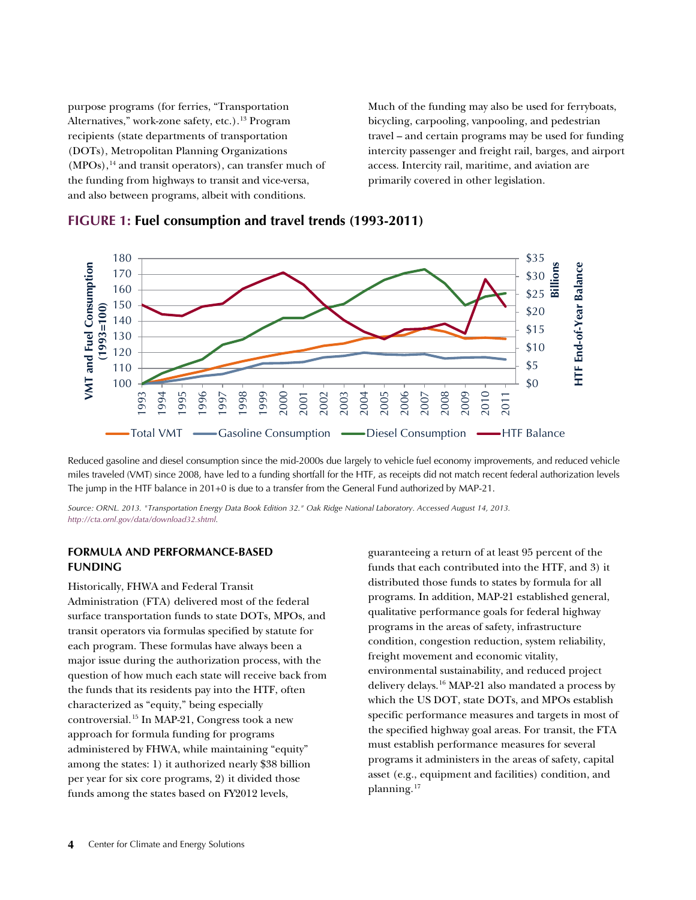purpose programs (for ferries, "Transportation Alternatives," work-zone safety, etc.).[13] Program recipients (state departments of transportation (DOTs), Metropolitan Planning Organizations (MPOs),[14] and transit operators), can transfer much of the funding from highways to transit and vice-versa, and also between programs, albeit with conditions. Much of the funding may also be used for ferryboats, bicycling, carpooling, vanpooling, and pedestrian travel – and certain programs may be used for funding intercity passenger and freight rail, barges, and airport access. Intercity rail, maritime, and aviation are primarily covered in other legislation.

## FIGURE 1: Fuel consumption and travel trends (1993-2011)

Reduced gasoline and diesel consumption since the mid-2000s due largely to vehicle fuel economy improvements, and reduced vehicle miles traveled (VMT) since 2008, have led to a funding shortfall for the HTF, as receipts did not match recent federal authorization levels The jump in the HTF balance in 201+0 is due to a transfer from the General Fund authorized by MAP-21.

*Source: ORNL. 2013. "Transportation Energy Data Book Edition 32." Oak Ridge National Laboratory. Accessed August 14, 2013. http://cta.ornl.gov/data/download32.shtml.*

### FORMULA AND PERFORMANCE-BASED FUNDING

Historically, FHWA and Federal Transit Administration (FTA) delivered most of the federal surface transportation funds to state DOTs, MPOs, and transit operators via formulas specified by statute for each program. These formulas have always been a major issue during the authorization process, with the question of how much each state will receive back from the funds that its residents pay into the HTF, often characterized as "equity," being especially controversial.[15] In MAP-21, Congress took a new approach for formula funding for programs administered by FHWA, while maintaining "equity" among the states: 1) it authorized nearly $38 billion per year for six core programs, 2) it divided those funds among the states based on FY2012 levels, guaranteeing a return of at least 95 percent of the funds that each contributed into the HTF, and 3) it distributed those funds to states by formula for all programs. In addition, MAP-21 established general, qualitative performance goals for federal highway programs in the areas of safety, infrastructure condition, congestion reduction, system reliability, freight movement and economic vitality, environmental sustainability, and reduced project delivery delays.[16] MAP-21 also mandated a process by which the US DOT, state DOTs, and MPOs establish specific performance measures and targets in most of the specified highway goal areas. For transit, the FTA must establish performance measures for several programs it administers in the areas of safety, capital asset (e.g., equipment and facilities) condition, and planning.[17]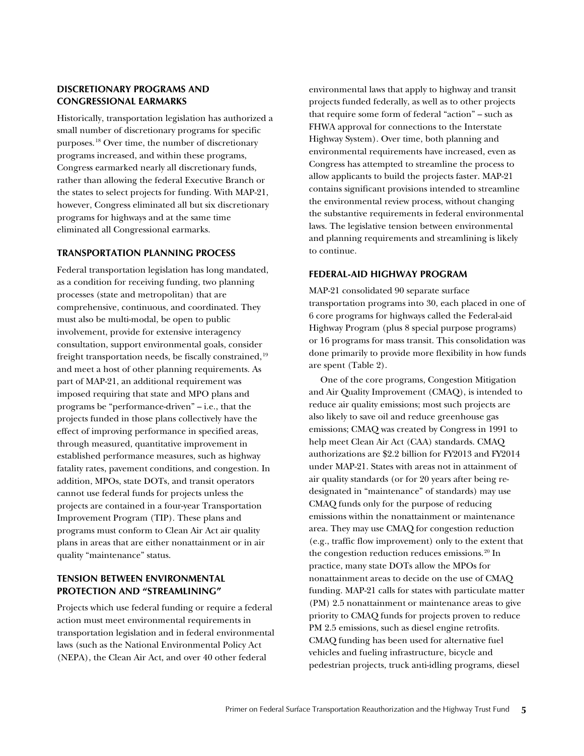## DISCRETIONARY PROGRAMS AND CONGRESSIONAL EARMARKS

Historically, transportation legislation has authorized a small number of discretionary programs for specific purposes.[18] Over time, the number of discretionary programs increased, and within these programs, Congress earmarked nearly all discretionary funds, rather than allowing the federal Executive Branch or the states to select projects for funding. With MAP-21, however, Congress eliminated all but six discretionary programs for highways and at the same time eliminated all Congressional earmarks.

## TRANSPORTATION PLANNING PROCESS

Federal transportation legislation has long mandated, as a condition for receiving funding, two planning processes (state and metropolitan) that are comprehensive, continuous, and coordinated. They must also be multi-modal, be open to public involvement, provide for extensive interagency consultation, support environmental goals, consider freight transportation needs, be fiscally constrained,[19] and meet a host of other planning requirements. As part of MAP-21, an additional requirement was imposed requiring that state and MPO plans and programs be "performance-driven" – i.e., that the projects funded in those plans collectively have the effect of improving performance in specified areas, through measured, quantitative improvement in established performance measures, such as highway fatality rates, pavement conditions, and congestion. In addition, MPOs, state DOTs, and transit operators cannot use federal funds for projects unless the projects are contained in a four-year Transportation Improvement Program (TIP). These plans and programs must conform to Clean Air Act air quality plans in areas that are either nonattainment or in air quality "maintenance" status.

## TENSION BETWEEN ENVIRONMENTAL PROTECTION AND "STREAMLINING"

Projects which use federal funding or require a federal action must meet environmental requirements in transportation legislation and in federal environmental laws (such as the National Environmental Policy Act (NEPA), the Clean Air Act, and over 40 other federal environmental laws that apply to highway and transit projects funded federally, as well as to other projects that require some form of federal "action" – such as FHWA approval for connections to the Interstate Highway System). Over time, both planning and environmental requirements have increased, even as Congress has attempted to streamline the process to allow applicants to build the projects faster. MAP-21 contains significant provisions intended to streamline the environmental review process, without changing the substantive requirements in federal environmental laws. The legislative tension between environmental and planning requirements and streamlining is likely to continue.

## FEDERAL-AID HIGHWAY PROGRAM

MAP-21 consolidated 90 separate surface transportation programs into 30, each placed in one of 6 core programs for highways called the Federal-aid Highway Program (plus 8 special purpose programs) or 16 programs for mass transit. This consolidation was done primarily to provide more flexibility in how funds are spent (Table 2).

One of the core programs, Congestion Mitigation and Air Quality Improvement (CMAQ), is intended to reduce air quality emissions; most such projects are also likely to save oil and reduce greenhouse gas emissions; CMAQ was created by Congress in 1991 to help meet Clean Air Act (CAA) standards. CMAQ authorizations are $2.2 billion for FY2013 and FY2014 under MAP-21. States with areas not in attainment of air quality standards (or for 20 years after being re-designated in "maintenance" of standards) may use CMAQ funds only for the purpose of reducing emissions within the nonattainment or maintenance area. They may use CMAQ for congestion reduction (e.g., traffic flow improvement) only to the extent that the congestion reduction reduces emissions.[20] In practice, many state DOTs allow the MPOs for nonattainment areas to decide on the use of CMAQ funding. MAP-21 calls for states with particulate matter (PM) 2.5 nonattainment or maintenance areas to give priority to CMAQ funds for projects proven to reduce PM 2.5 emissions, such as diesel engine retrofits. CMAQ funding has been used for alternative fuel vehicles and fueling infrastructure, bicycle and pedestrian projects, truck anti-idling programs, diesel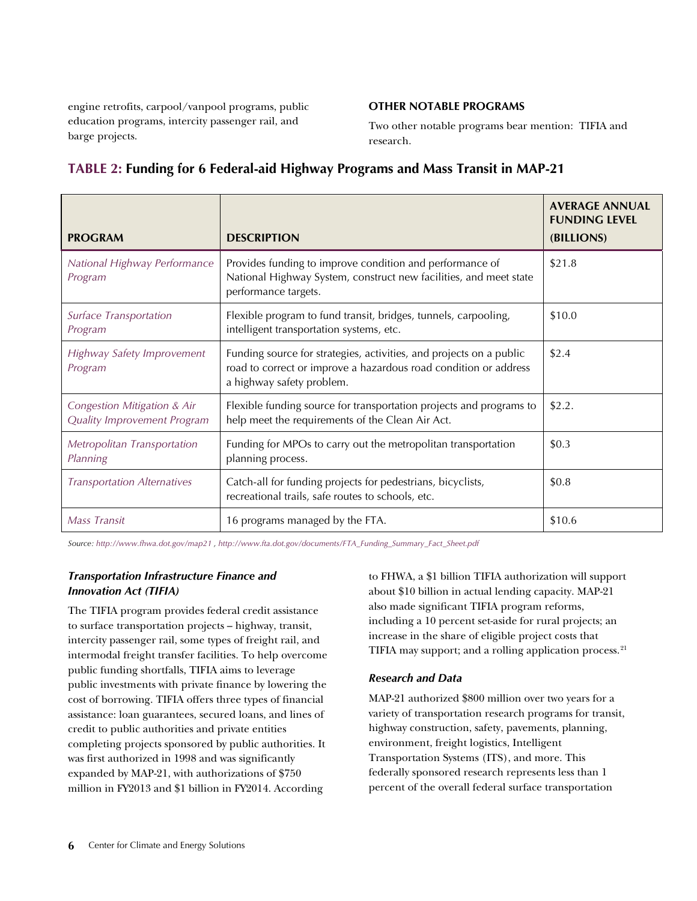engine retrofits, carpool/vanpool programs, public education programs, intercity passenger rail, and barge projects.

### OTHER NOTABLE PROGRAMS

Two other notable programs bear mention: TIFIA and research.

## TABLE 2: Funding for 6 Federal-aid Highway Programs and Mass Transit in MAP-21

| PROGRAM | DESCRIPTION | AVERAGE ANNUAL FUNDING LEVEL (BILLIONS) |
|---|---|---|
| *National Highway Performance Program* | Provides funding to improve condition and performance of National Highway System, construct new facilities, and meet state performance targets. | $21.8 |
| *Surface Transportation Program* | Flexible program to fund transit, bridges, tunnels, carpooling, intelligent transportation systems, etc. | $10.0 |
| *Highway Safety Improvement Program* | Funding source for strategies, activities, and projects on a public road to correct or improve a hazardous road condition or address a highway safety problem. | $2.4 |
| *Congestion Mitigation & Air Quality Improvement Program* | Flexible funding source for transportation projects and programs to help meet the requirements of the Clean Air Act. | $2.2. |
| *Metropolitan Transportation Planning* | Funding for MPOs to carry out the metropolitan transportation planning process. | $0.3 |
| *Transportation Alternatives* | Catch-all for funding projects for pedestrians, bicyclists, recreational trails, safe routes to schools, etc. | $0.8 |
| *Mass Transit* | 16 programs managed by the FTA. | $10.6 |

*Source: http://www.fhwa.dot.gov/map21 , http://www.fta.dot.gov/documents/FTA_Funding_Summary_Fact_Sheet.pdf*

### *Transportation Infrastructure Finance and Innovation Act (TIFIA)*

The TIFIA program provides federal credit assistance to surface transportation projects – highway, transit, intercity passenger rail, some types of freight rail, and intermodal freight transfer facilities. To help overcome public funding shortfalls, TIFIA aims to leverage public investments with private finance by lowering the cost of borrowing. TIFIA offers three types of financial assistance: loan guarantees, secured loans, and lines of credit to public authorities and private entities completing projects sponsored by public authorities. It was first authorized in 1998 and was significantly expanded by MAP-21, with authorizations of $750 million in FY2013 and $1 billion in FY2014. According to FHWA, a $1 billion TIFIA authorization will support about $10 billion in actual lending capacity. MAP-21 also made significant TIFIA program reforms, including a 10 percent set-aside for rural projects; an increase in the share of eligible project costs that TIFIA may support; and a rolling application process.[21]

### *Research and Data*

MAP-21 authorized $800 million over two years for a variety of transportation research programs for transit, highway construction, safety, pavements, planning, environment, freight logistics, Intelligent Transportation Systems (ITS), and more. This federally sponsored research represents less than 1 percent of the overall federal surface transportation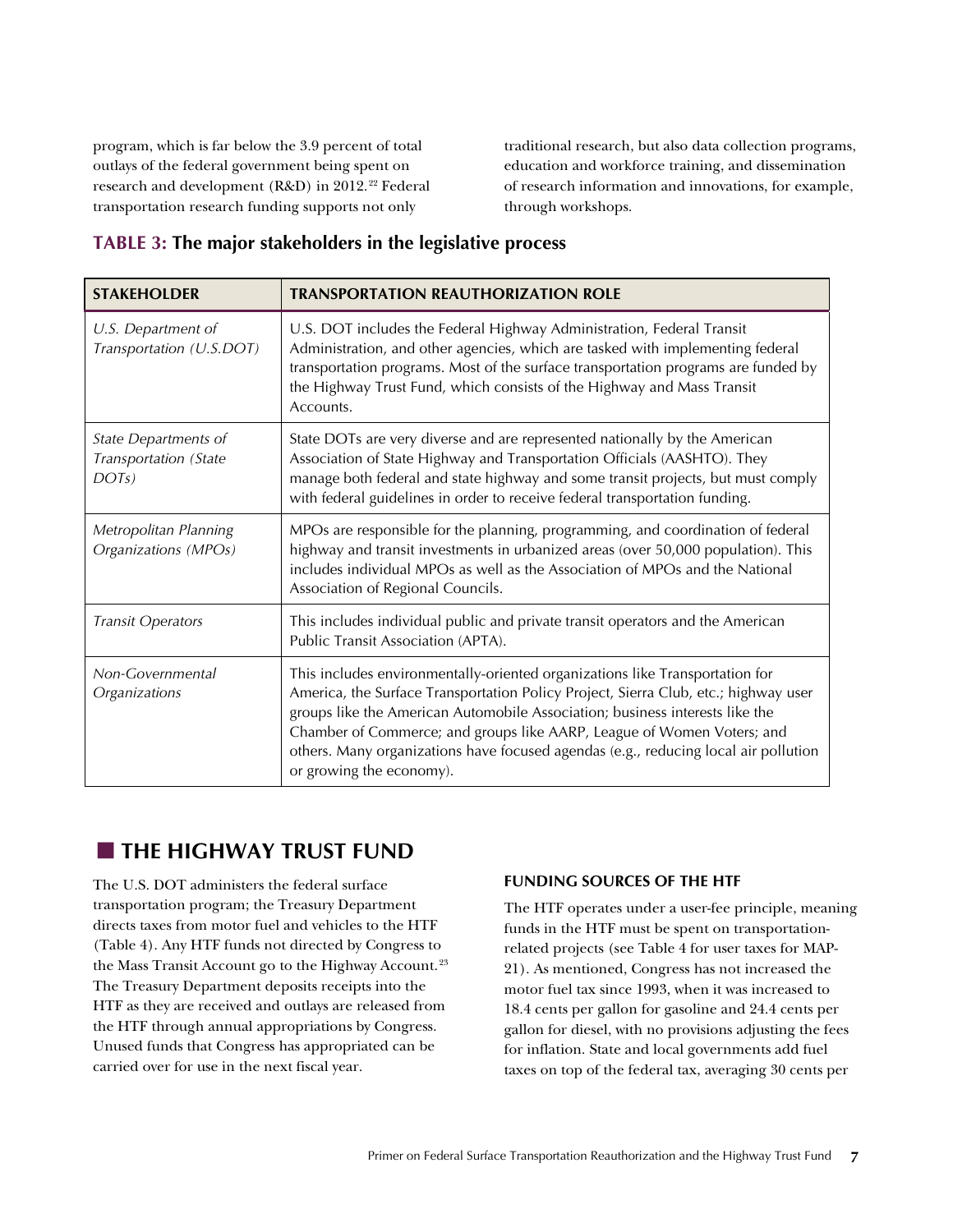program, which is far below the 3.9 percent of total outlays of the federal government being spent on research and development (R&D) in 2012.[22] Federal transportation research funding supports not only traditional research, but also data collection programs, education and workforce training, and dissemination of research information and innovations, for example, through workshops.

### TABLE 3: The major stakeholders in the legislative process

| STAKEHOLDER | TRANSPORTATION REAUTHORIZATION ROLE |
|---|---|
| *U.S. Department of Transportation (U.S.DOT)* | U.S. DOT includes the Federal Highway Administration, Federal Transit Administration, and other agencies, which are tasked with implementing federal transportation programs. Most of the surface transportation programs are funded by the Highway Trust Fund, which consists of the Highway and Mass Transit Accounts. |
| *State Departments of Transportation (State DOTs)* | State DOTs are very diverse and are represented nationally by the American Association of State Highway and Transportation Officials (AASHTO). They manage both federal and state highway and some transit projects, but must comply with federal guidelines in order to receive federal transportation funding. |
| *Metropolitan Planning Organizations (MPOs)* | MPOs are responsible for the planning, programming, and coordination of federal highway and transit investments in urbanized areas (over 50,000 population). This includes individual MPOs as well as the Association of MPOs and the National Association of Regional Councils. |
| *Transit Operators* | This includes individual public and private transit operators and the American Public Transit Association (APTA). |
| *Non-Governmental Organizations* | This includes environmentally-oriented organizations like Transportation for America, the Surface Transportation Policy Project, Sierra Club, etc.; highway user groups like the American Automobile Association; business interests like the Chamber of Commerce; and groups like AARP, League of Women Voters; and others. Many organizations have focused agendas (e.g., reducing local air pollution or growing the economy). |

## THE HIGHWAY TRUST FUND

The U.S. DOT administers the federal surface transportation program; the Treasury Department directs taxes from motor fuel and vehicles to the HTF (Table 4). Any HTF funds not directed by Congress to the Mass Transit Account go to the Highway Account.[23] The Treasury Department deposits receipts into the HTF as they are received and outlays are released from the HTF through annual appropriations by Congress. Unused funds that Congress has appropriated can be carried over for use in the next fiscal year.

### FUNDING SOURCES OF THE HTF

The HTF operates under a user-fee principle, meaning funds in the HTF must be spent on transportation-related projects (see Table 4 for user taxes for MAP-21). As mentioned, Congress has not increased the motor fuel tax since 1993, when it was increased to 18.4 cents per gallon for gasoline and 24.4 cents per gallon for diesel, with no provisions adjusting the fees for inflation. State and local governments add fuel taxes on top of the federal tax, averaging 30 cents per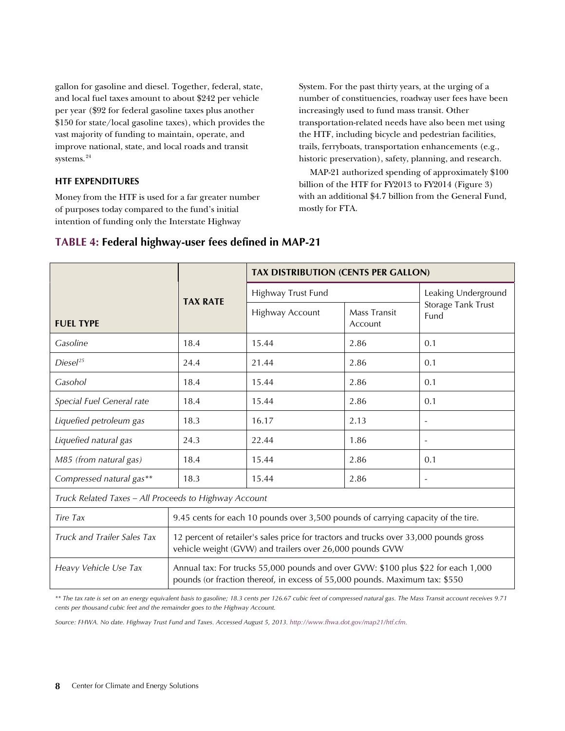gallon for gasoline and diesel. Together, federal, state, and local fuel taxes amount to about $242 per vehicle per year ($92 for federal gasoline taxes plus another $150 for state/local gasoline taxes), which provides the vast majority of funding to maintain, operate, and improve national, state, and local roads and transit systems.[24]

### HTF EXPENDITURES

Money from the HTF is used for a far greater number of purposes today compared to the fund's initial intention of funding only the Interstate Highway System. For the past thirty years, at the urging of a number of constituencies, roadway user fees have been increasingly used to fund mass transit. Other transportation-related needs have also been met using the HTF, including bicycle and pedestrian facilities, trails, ferryboats, transportation enhancements (e.g., historic preservation), safety, planning, and research.

MAP-21 authorized spending of approximately $100 billion of the HTF for FY2013 to FY2014 (Figure 3) with an additional $4.7 billion from the General Fund, mostly for FTA.

**TABLE 4: Federal highway-user fees defined in MAP-21**

| FUEL TYPE | TAX RATE | TAX DISTRIBUTION (CENTS PER GALLON) | | |
|---|---|---|---|---|
| | | Highway Trust Fund | | Leaking Underground Storage Tank Trust Fund |
| | | Highway Account | Mass Transit Account | |
| *Gasoline* | 18.4 | 15.44 | 2.86 | 0.1 |
| *Diesel*[25] | 24.4 | 21.44 | 2.86 | 0.1 |
| *Gasohol* | 18.4 | 15.44 | 2.86 | 0.1 |
| *Special Fuel General rate* | 18.4 | 15.44 | 2.86 | 0.1 |
| *Liquefied petroleum gas* | 18.3 | 16.17 | 2.13 | - |
| *Liquefied natural gas* | 24.3 | 22.44 | 1.86 | - |
| *M85 (from natural gas)* | 18.4 | 15.44 | 2.86 | 0.1 |
| *Compressed natural gas*** | 18.3 | 15.44 | 2.86 | - |
| *Truck Related Taxes – All Proceeds to Highway Account* | | | | |
| *Tire Tax* | 9.45 cents for each 10 pounds over 3,500 pounds of carrying capacity of the tire. | | | |
| *Truck and Trailer Sales Tax* | 12 percent of retailer's sales price for tractors and trucks over 33,000 pounds gross vehicle weight (GVW) and trailers over 26,000 pounds GVW | | | |
| *Heavy Vehicle Use Tax* | Annual tax: For trucks 55,000 pounds and over GVW: $100 plus $22 for each 1,000 pounds (or fraction thereof, in excess of 55,000 pounds. Maximum tax: $550 | | | |

*** The tax rate is set on an energy equivalent basis to gasoline; 18.3 cents per 126.67 cubic feet of compressed natural gas. The Mass Transit account receives 9.71 cents per thousand cubic feet and the remainder goes to the Highway Account.*

*Source: FHWA. No date. Highway Trust Fund and Taxes. Accessed August 5, 2013. http://www.fhwa.dot.gov/map21/htf.cfm.*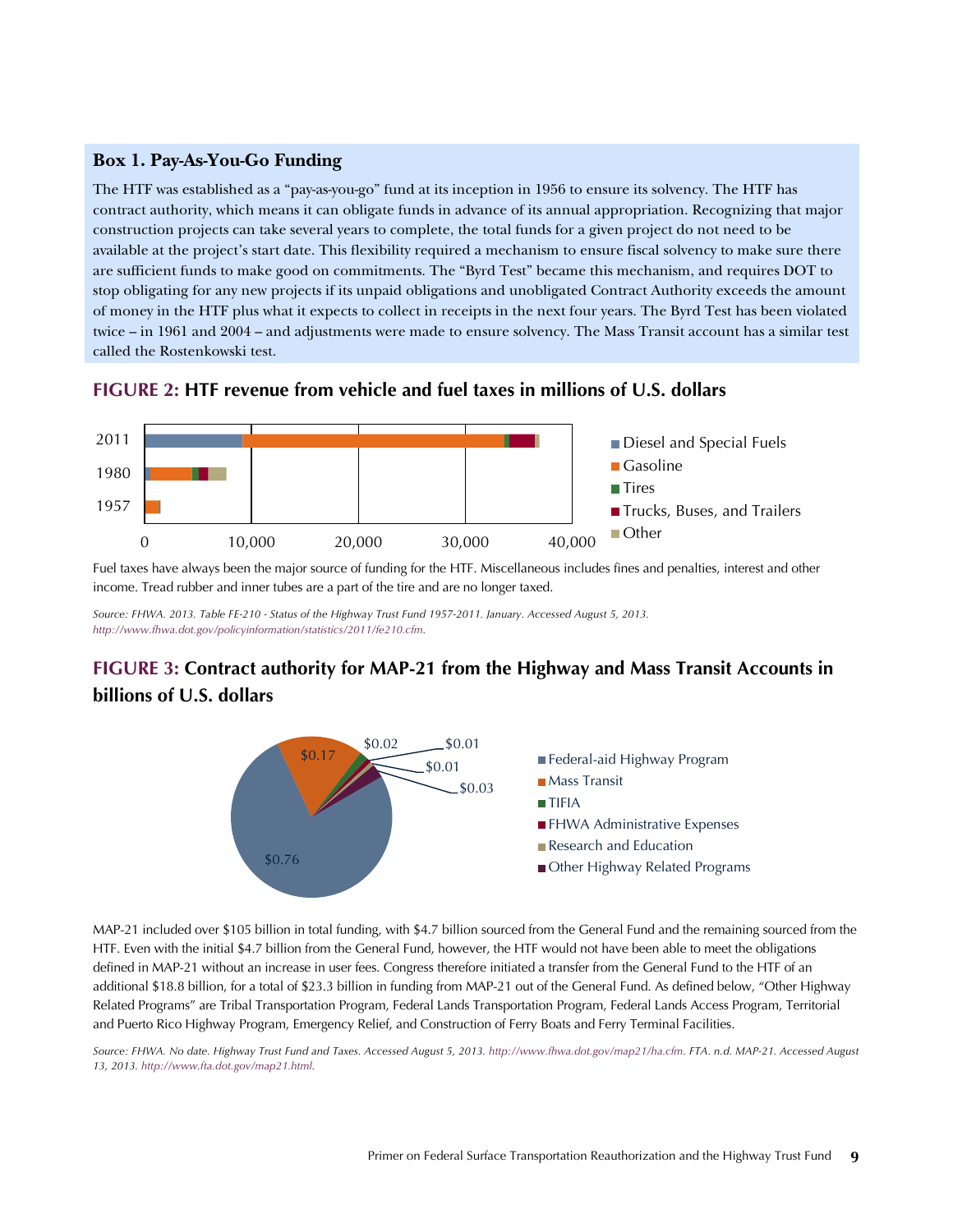### Box 1. Pay-As-You-Go Funding

The HTF was established as a "pay-as-you-go" fund at its inception in 1956 to ensure its solvency. The HTF has contract authority, which means it can obligate funds in advance of its annual appropriation. Recognizing that major construction projects can take several years to complete, the total funds for a given project do not need to be available at the project's start date. This flexibility required a mechanism to ensure fiscal solvency to make sure there are sufficient funds to make good on commitments. The "Byrd Test" became this mechanism, and requires DOT to stop obligating for any new projects if its unpaid obligations and unobligated Contract Authority exceeds the amount of money in the HTF plus what it expects to collect in receipts in the next four years. The Byrd Test has been violated twice – in 1961 and 2004 – and adjustments were made to ensure solvency. The Mass Transit account has a similar test called the Rostenkowski test.

## FIGURE 2: HTF revenue from vehicle and fuel taxes in millions of U.S. dollars

Fuel taxes have always been the major source of funding for the HTF. Miscellaneous includes fines and penalties, interest and other income. Tread rubber and inner tubes are a part of the tire and are no longer taxed.

*Source: FHWA. 2013. Table FE-210 - Status of the Highway Trust Fund 1957-2011. January. Accessed August 5, 2013. http://www.fhwa.dot.gov/policyinformation/statistics/2011/fe210.cfm.*

## FIGURE 3: Contract authority for MAP-21 from the Highway and Mass Transit Accounts in billions of U.S. dollars

MAP-21 included over $105 billion in total funding, with $4.7 billion sourced from the General Fund and the remaining sourced from the HTF. Even with the initial $4.7 billion from the General Fund, however, the HTF would not have been able to meet the obligations defined in MAP-21 without an increase in user fees. Congress therefore initiated a transfer from the General Fund to the HTF of an additional $18.8 billion, for a total of $23.3 billion in funding from MAP-21 out of the General Fund. As defined below, "Other Highway Related Programs" are Tribal Transportation Program, Federal Lands Transportation Program, Federal Lands Access Program, Territorial and Puerto Rico Highway Program, Emergency Relief, and Construction of Ferry Boats and Ferry Terminal Facilities.

*Source: FHWA. No date. Highway Trust Fund and Taxes. Accessed August 5, 2013. http://www.fhwa.dot.gov/map21/ha.cfm. FTA. n.d. MAP-21. Accessed August 13, 2013. http://www.fta.dot.gov/map21.html.*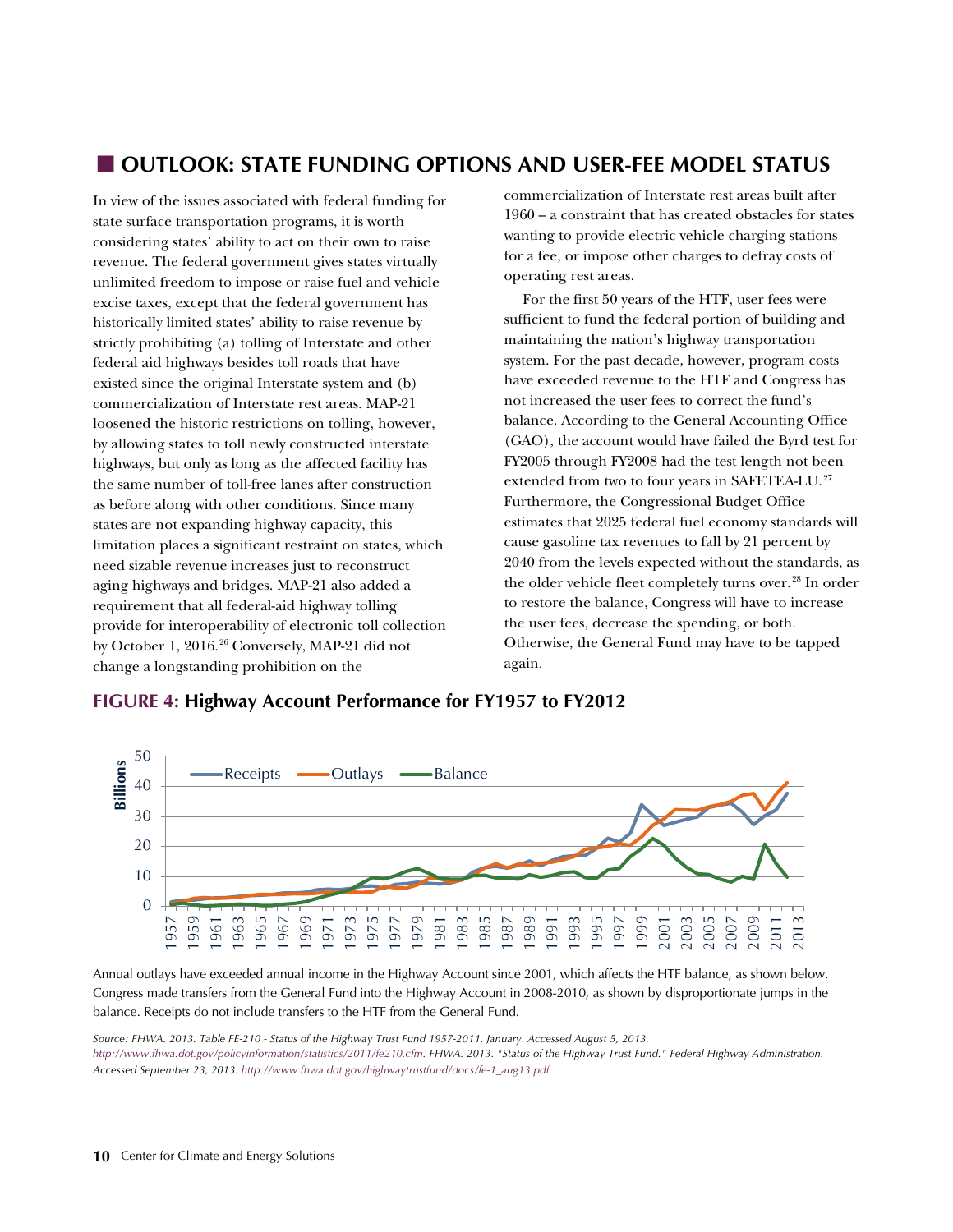## OUTLOOK: STATE FUNDING OPTIONS AND USER-FEE MODEL STATUS

In view of the issues associated with federal funding for state surface transportation programs, it is worth considering states' ability to act on their own to raise revenue. The federal government gives states virtually unlimited freedom to impose or raise fuel and vehicle excise taxes, except that the federal government has historically limited states' ability to raise revenue by strictly prohibiting (a) tolling of Interstate and other federal aid highways besides toll roads that have existed since the original Interstate system and (b) commercialization of Interstate rest areas. MAP-21 loosened the historic restrictions on tolling, however, by allowing states to toll newly constructed interstate highways, but only as long as the affected facility has the same number of toll-free lanes after construction as before along with other conditions. Since many states are not expanding highway capacity, this limitation places a significant restraint on states, which need sizable revenue increases just to reconstruct aging highways and bridges. MAP-21 also added a requirement that all federal-aid highway tolling provide for interoperability of electronic toll collection by October 1, 2016.[26] Conversely, MAP-21 did not change a longstanding prohibition on the commercialization of Interstate rest areas built after 1960 – a constraint that has created obstacles for states wanting to provide electric vehicle charging stations for a fee, or impose other charges to defray costs of operating rest areas.

For the first 50 years of the HTF, user fees were sufficient to fund the federal portion of building and maintaining the nation's highway transportation system. For the past decade, however, program costs have exceeded revenue to the HTF and Congress has not increased the user fees to correct the fund's balance. According to the General Accounting Office (GAO), the account would have failed the Byrd test for FY2005 through FY2008 had the test length not been extended from two to four years in SAFETEA-LU.[27] Furthermore, the Congressional Budget Office estimates that 2025 federal fuel economy standards will cause gasoline tax revenues to fall by 21 percent by 2040 from the levels expected without the standards, as the older vehicle fleet completely turns over.[28] In order to restore the balance, Congress will have to increase the user fees, decrease the spending, or both. Otherwise, the General Fund may have to be tapped again.

**FIGURE 4: Highway Account Performance for FY1957 to FY2012**

Annual outlays have exceeded annual income in the Highway Account since 2001, which affects the HTF balance, as shown below. Congress made transfers from the General Fund into the Highway Account in 2008-2010, as shown by disproportionate jumps in the balance. Receipts do not include transfers to the HTF from the General Fund.

*Source: FHWA. 2013. Table FE-210 - Status of the Highway Trust Fund 1957-2011. January. Accessed August 5, 2013. http://www.fhwa.dot.gov/policyinformation/statistics/2011/fe210.cfm. FHWA. 2013. "Status of the Highway Trust Fund." Federal Highway Administration. Accessed September 23, 2013. http://www.fhwa.dot.gov/highwaytrustfund/docs/fe-1_aug13.pdf.*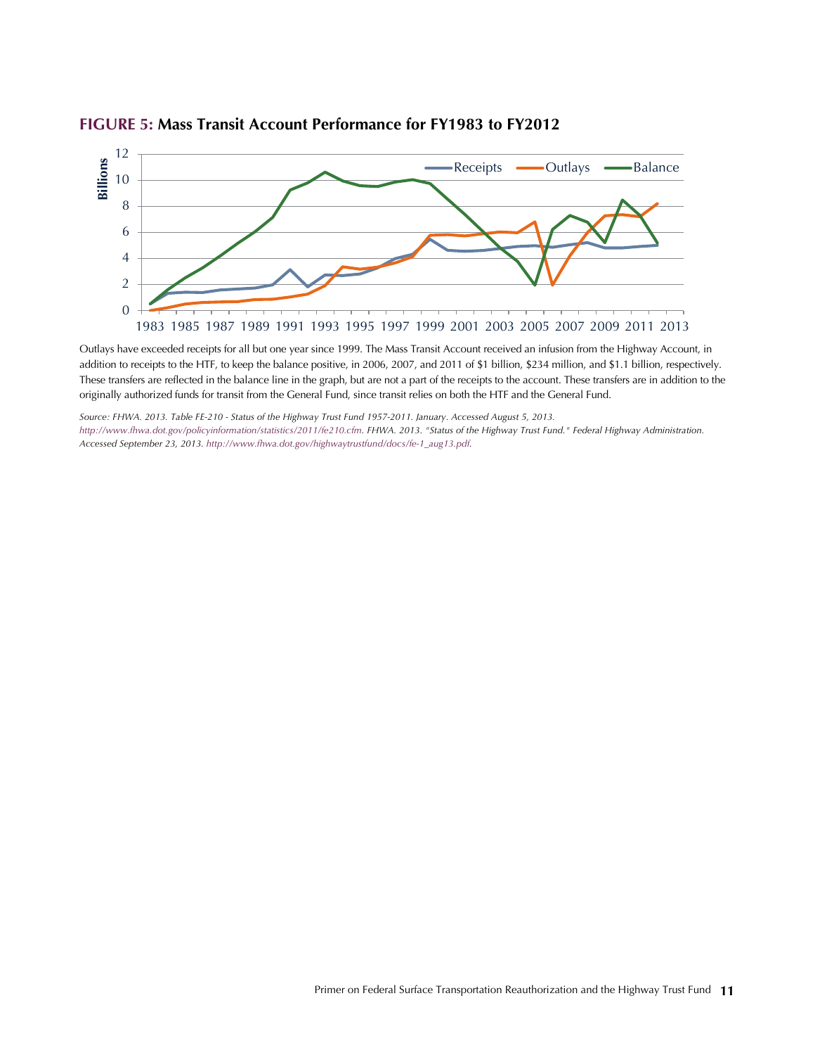**FIGURE 5: Mass Transit Account Performance for FY1983 to FY2012**

Outlays have exceeded receipts for all but one year since 1999. The Mass Transit Account received an infusion from the Highway Account, in addition to receipts to the HTF, to keep the balance positive, in 2006, 2007, and 2011 of $1 billion, $234 million, and $1.1 billion, respectively. These transfers are reflected in the balance line in the graph, but are not a part of the receipts to the account. These transfers are in addition to the originally authorized funds for transit from the General Fund, since transit relies on both the HTF and the General Fund.

*Source: FHWA. 2013. Table FE-210 - Status of the Highway Trust Fund 1957-2011. January. Accessed August 5, 2013. http://www.fhwa.dot.gov/policyinformation/statistics/2011/fe210.cfm. FHWA. 2013. "Status of the Highway Trust Fund." Federal Highway Administration. Accessed September 23, 2013. http://www.fhwa.dot.gov/highwaytrustfund/docs/fe-1_aug13.pdf.*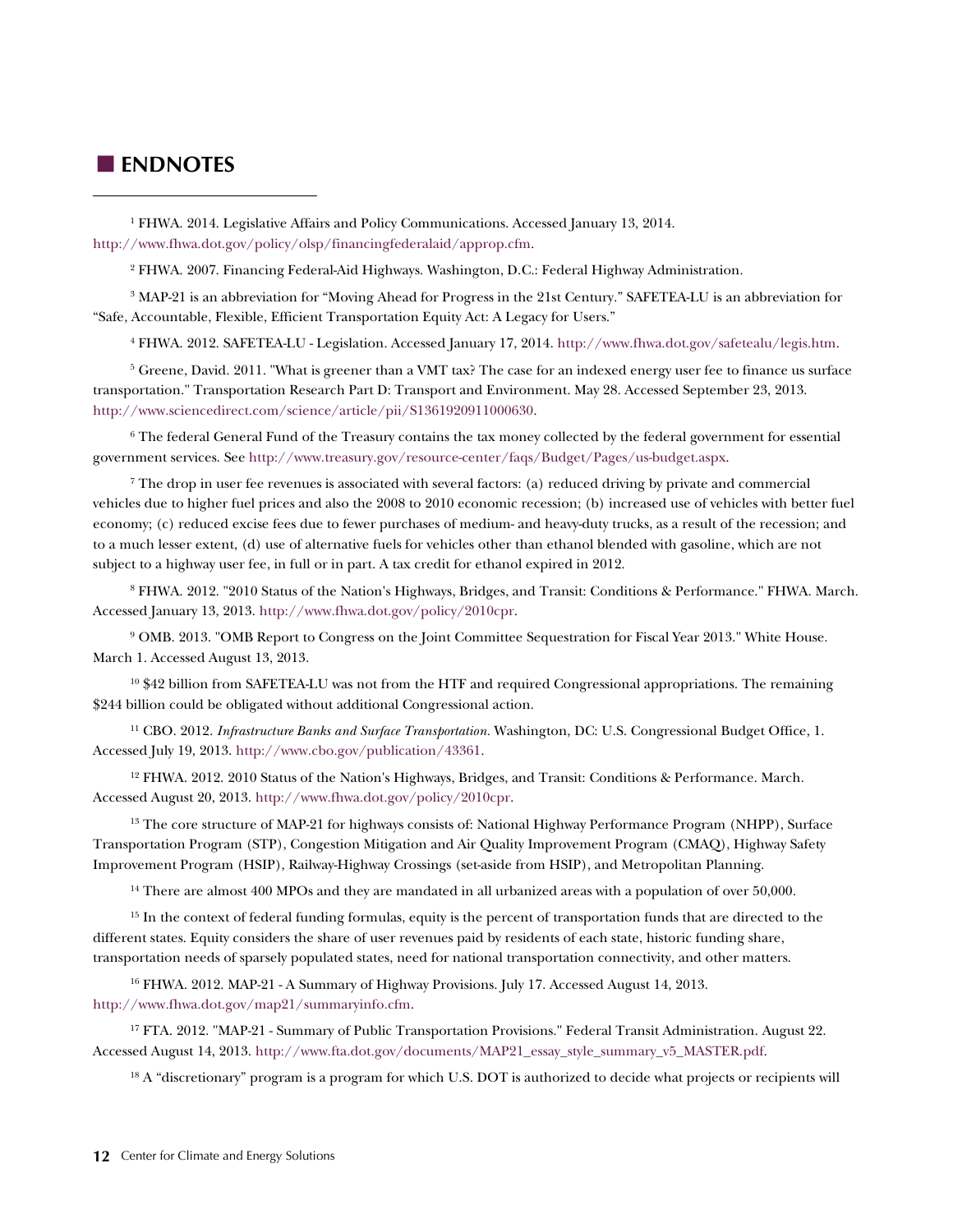## ENDNOTES

[1] FHWA. 2014. Legislative Affairs and Policy Communications. Accessed January 13, 2014. http://www.fhwa.dot.gov/policy/olsp/financingfederalaid/approp.cfm.

[2] FHWA. 2007. Financing Federal-Aid Highways. Washington, D.C.: Federal Highway Administration.

[3] MAP-21 is an abbreviation for "Moving Ahead for Progress in the 21st Century." SAFETEA-LU is an abbreviation for "Safe, Accountable, Flexible, Efficient Transportation Equity Act: A Legacy for Users."

[4] FHWA. 2012. SAFETEA-LU - Legislation. Accessed January 17, 2014. http://www.fhwa.dot.gov/safetealu/legis.htm.

[5] Greene, David. 2011. "What is greener than a VMT tax? The case for an indexed energy user fee to finance us surface transportation." Transportation Research Part D: Transport and Environment. May 28. Accessed September 23, 2013. http://www.sciencedirect.com/science/article/pii/S1361920911000630.

[6] The federal General Fund of the Treasury contains the tax money collected by the federal government for essential government services. See http://www.treasury.gov/resource-center/faqs/Budget/Pages/us-budget.aspx.

[7] The drop in user fee revenues is associated with several factors: (a) reduced driving by private and commercial vehicles due to higher fuel prices and also the 2008 to 2010 economic recession; (b) increased use of vehicles with better fuel economy; (c) reduced excise fees due to fewer purchases of medium- and heavy-duty trucks, as a result of the recession; and to a much lesser extent, (d) use of alternative fuels for vehicles other than ethanol blended with gasoline, which are not subject to a highway user fee, in full or in part. A tax credit for ethanol expired in 2012.

[8] FHWA. 2012. "2010 Status of the Nation's Highways, Bridges, and Transit: Conditions & Performance." FHWA. March. Accessed January 13, 2013. http://www.fhwa.dot.gov/policy/2010cpr.

[9] OMB. 2013. "OMB Report to Congress on the Joint Committee Sequestration for Fiscal Year 2013." White House. March 1. Accessed August 13, 2013.

[10] $42 billion from SAFETEA-LU was not from the HTF and required Congressional appropriations. The remaining $244 billion could be obligated without additional Congressional action.

[11] CBO. 2012. *Infrastructure Banks and Surface Transportation.* Washington, DC: U.S. Congressional Budget Office, 1. Accessed July 19, 2013. http://www.cbo.gov/publication/43361.

[12] FHWA. 2012. 2010 Status of the Nation's Highways, Bridges, and Transit: Conditions & Performance. March. Accessed August 20, 2013. http://www.fhwa.dot.gov/policy/2010cpr.

[13] The core structure of MAP-21 for highways consists of: National Highway Performance Program (NHPP), Surface Transportation Program (STP), Congestion Mitigation and Air Quality Improvement Program (CMAQ), Highway Safety Improvement Program (HSIP), Railway-Highway Crossings (set-aside from HSIP), and Metropolitan Planning.

[14] There are almost 400 MPOs and they are mandated in all urbanized areas with a population of over 50,000.

[15] In the context of federal funding formulas, equity is the percent of transportation funds that are directed to the different states. Equity considers the share of user revenues paid by residents of each state, historic funding share, transportation needs of sparsely populated states, need for national transportation connectivity, and other matters.

[16] FHWA. 2012. MAP-21 - A Summary of Highway Provisions. July 17. Accessed August 14, 2013. http://www.fhwa.dot.gov/map21/summaryinfo.cfm.

[17] FTA. 2012. "MAP-21 - Summary of Public Transportation Provisions." Federal Transit Administration. August 22. Accessed August 14, 2013. http://www.fta.dot.gov/documents/MAP21_essay_style_summary_v5_MASTER.pdf.

[18] A "discretionary" program is a program for which U.S. DOT is authorized to decide what projects or recipients will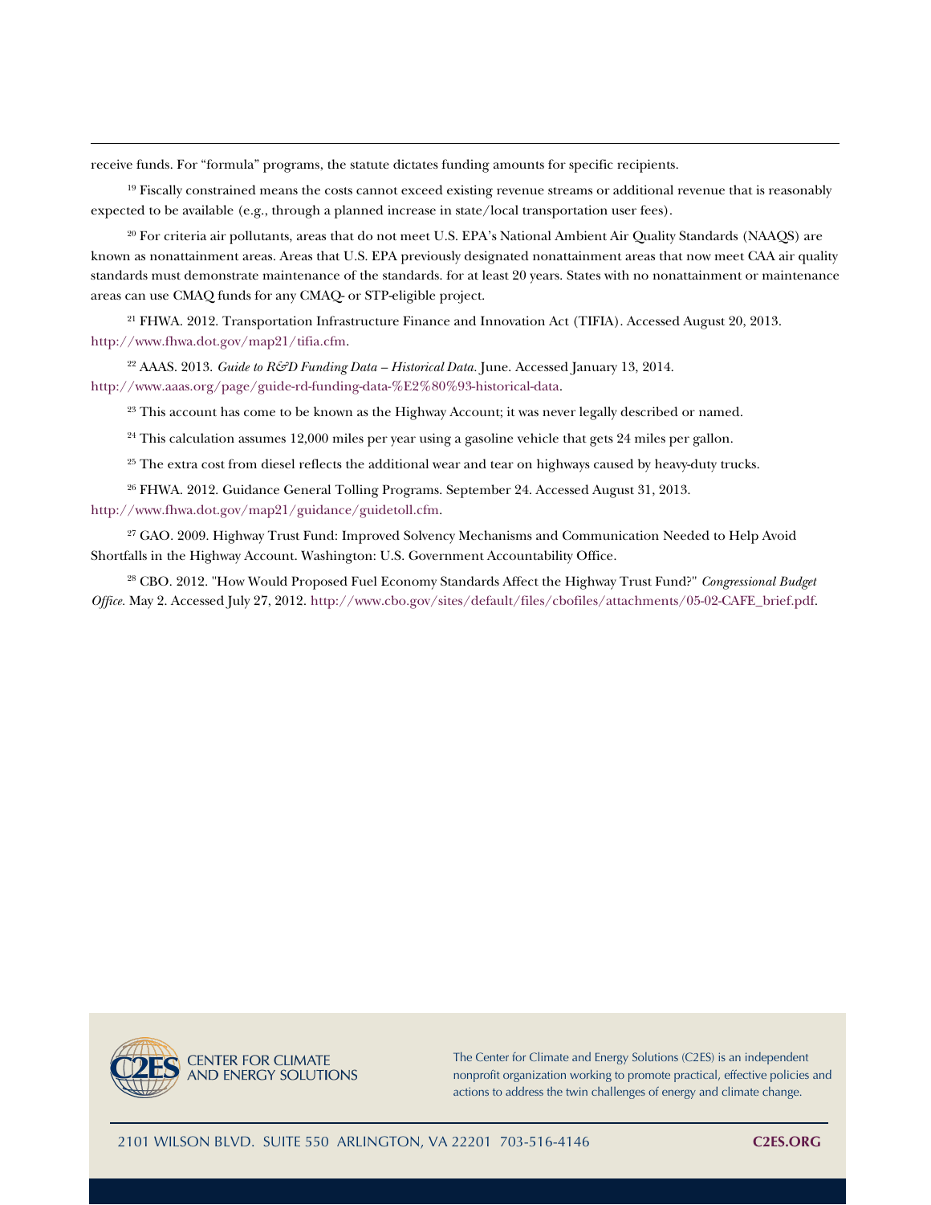receive funds. For "formula" programs, the statute dictates funding amounts for specific recipients.

[19] Fiscally constrained means the costs cannot exceed existing revenue streams or additional revenue that is reasonably expected to be available (e.g., through a planned increase in state/local transportation user fees).

[20] For criteria air pollutants, areas that do not meet U.S. EPA's National Ambient Air Quality Standards (NAAQS) are known as nonattainment areas. Areas that U.S. EPA previously designated nonattainment areas that now meet CAA air quality standards must demonstrate maintenance of the standards. for at least 20 years. States with no nonattainment or maintenance areas can use CMAQ funds for any CMAQ- or STP-eligible project.

[21] FHWA. 2012. Transportation Infrastructure Finance and Innovation Act (TIFIA). Accessed August 20, 2013. http://www.fhwa.dot.gov/map21/tifia.cfm.

[22] AAAS. 2013. *Guide to R&D Funding Data – Historical Data.* June. Accessed January 13, 2014. http://www.aaas.org/page/guide-rd-funding-data-%E2%80%93-historical-data.

[23] This account has come to be known as the Highway Account; it was never legally described or named.

[24] This calculation assumes 12,000 miles per year using a gasoline vehicle that gets 24 miles per gallon.

[25] The extra cost from diesel reflects the additional wear and tear on highways caused by heavy-duty trucks.

[26] FHWA. 2012. Guidance General Tolling Programs. September 24. Accessed August 31, 2013. http://www.fhwa.dot.gov/map21/guidance/guidetoll.cfm.

[27] GAO. 2009. Highway Trust Fund: Improved Solvency Mechanisms and Communication Needed to Help Avoid Shortfalls in the Highway Account. Washington: U.S. Government Accountability Office.

[28] CBO. 2012. "How Would Proposed Fuel Economy Standards Affect the Highway Trust Fund?" *Congressional Budget Office.* May 2. Accessed July 27, 2012. http://www.cbo.gov/sites/default/files/cbofiles/attachments/05-02-CAFE_brief.pdf.

C2ES CENTER FOR CLIMATE AND ENERGY SOLUTIONS

The Center for Climate and Energy Solutions (C2ES) is an independent nonprofit organization working to promote practical, effective policies and actions to address the twin challenges of energy and climate change.

2101 WILSON BLVD. SUITE 550 ARLINGTON, VA 22201 703-516-4146

**C2ES.ORG**